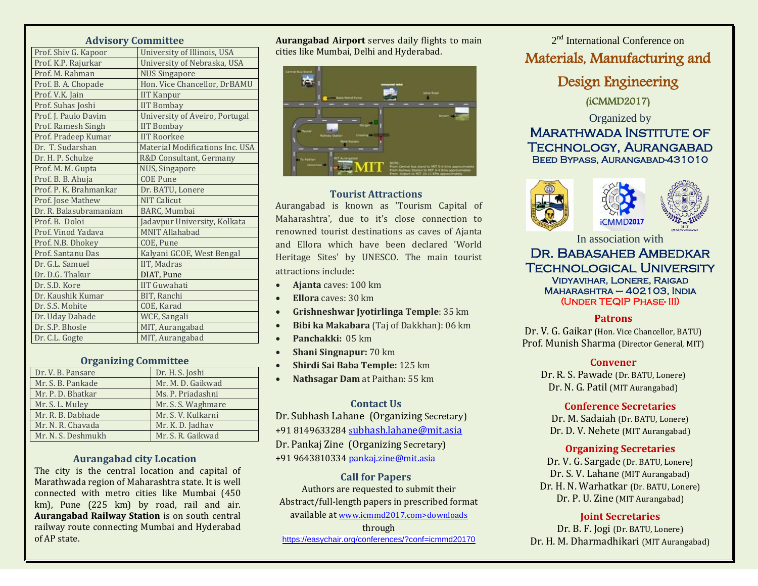## Advisory Committee

| | |
|---|---|
| Prof. Shiv G. Kapoor | University of Illinois, USA |
| Prof. K.P. Rajurkar | University of Nebraska, USA |
| Prof. M. Rahman | NUS Singapore |
| Prof. B. A. Chopade | Hon. Vice Chancellor, DrBAMU |
| Prof. V.K. Jain | IIT Kanpur |
| Prof. Suhas Joshi | IIT Bombay |
| Prof. J. Paulo Davim | University of Aveiro, Portugal |
| Prof. Ramesh Singh | IIT Bombay |
| Prof. Pradeep Kumar | IIT Roorkee |
| Dr. T. Sudarshan | Material Modifications Inc. USA |
| Dr. H. P. Schulze | R&D Consultant, Germany |
| Prof. M. M. Gupta | NUS, Singapore |
| Prof. B. B. Ahuja | COE Pune |
| Prof. P. K. Brahmankar | Dr. BATU, Lonere |
| Prof. Jose Mathew | NIT Calicut |
| Dr. R. Balasubramaniam | BARC, Mumbai |
| Prof. B. Doloi | Jadavpur University, Kolkata |
| Prof. Vinod Yadava | MNIT Allahabad |
| Prof. N.B. Dhokey | COE, Pune |
| Prof. Santanu Das | Kalyani GCOE, West Bengal |
| Dr. G.L. Samuel | IIT, Madras |
| Dr. D.G. Thakur | DIAT, Pune |
| Dr. S.D. Kore | IIT Guwahati |
| Dr. Kaushik Kumar | BIT, Ranchi |
| Dr. S.S. Mohite | COE, Karad |
| Dr. Uday Dabade | WCE, Sangali |
| Dr. S.P. Bhosle | MIT, Aurangabad |
| Dr. C.L. Gogte | MIT, Aurangabad |

## Organizing Committee

| | |
|---|---|
| Dr. V. B. Pansare | Dr. H. S. Joshi |
| Mr. S. B. Pankade | Mr. M. D. Gaikwad |
| Mr. P. D. Bhatkar | Ms. P. Priadashni |
| Mr. S. L. Muley | Mr. S. S. Waghmare |
| Mr. R. B. Dabhade | Mr. S. V. Kulkarni |
| Mr. N. R. Chavada | Mr. K. D. Jadhav |
| Mr. N. S. Deshmukh | Mr. S. R. Gaikwad |

## Aurangabad city Location

The city is the central location and capital of Marathwada region of Maharashtra state. It is well connected with metro cities like Mumbai (450 km), Pune (225 km) by road, rail and air. **Aurangabad Railway Station** is on south central railway route connecting Mumbai and Hyderabad of AP state.

**Aurangabad Airport** serves daily flights to main cities like Mumbai, Delhi and Hyderabad.

## Tourist Attractions

Aurangabad is known as 'Tourism Capital of Maharashtra', due to it's close connection to renowned tourist destinations as caves of Ajanta and Ellora which have been declared 'World Heritage Sites' by UNESCO. The main tourist attractions include:

- **Ajanta** caves: 100 km
- **Ellora** caves: 30 km
- **Grishneshwar Jyotirlinga Temple**: 35 km
- **Bibi ka Makabara** (Taj of Dakkhan): 06 km
- **Panchakki:** 05 km
- **Shani Singnapur:** 70 km
- **Shirdi Sai Baba Temple:** 125 km
- **Nathsagar Dam** at Paithan: 55 km

## Contact Us

Dr. Subhash Lahane (Organizing Secretary)
+91 8149633284 subhash.lahane@mit.asia
Dr. Pankaj Zine (Organizing Secretary)
+91 9643810334 pankaj.zine@mit.asia

## Call for Papers

Authors are requested to submit their Abstract/full-length papers in prescribed format available at www.icmmd2017.com>downloads through https://easychair.org/conferences/?conf=icmmd20170

2nd International Conference on

# Materials, Manufacturing and Design Engineering

**(iCMMD2017)**

Organized by

**MARATHWADA INSTITUTE OF TECHNOLOGY, AURANGABAD**
BEED BYPASS, AURANGABAD-431010

In association with

**DR. BABASAHEB AMBEDKAR TECHNOLOGICAL UNIVERSITY**
VIDYAVIHAR, LONERE, RAIGAD
MAHARASHTRA – 402103, INDIA
(UNDER TEQIP PHASE- III)

### Patrons

Dr. V. G. Gaikar (Hon. Vice Chancellor, BATU)
Prof. Munish Sharma (Director General, MIT)

### Convener

Dr. R. S. Pawade (Dr. BATU, Lonere)
Dr. N. G. Patil (MIT Aurangabad)

### Conference Secretaries

Dr. M. Sadaiah (Dr. BATU, Lonere)
Dr. D. V. Nehete (MIT Aurangabad)

### Organizing Secretaries

Dr. V. G. Sargade (Dr. BATU, Lonere)
Dr. S. V. Lahane (MIT Aurangabad)
Dr. H. N. Warhatkar (Dr. BATU, Lonere)
Dr. P. U. Zine (MIT Aurangabad)

### Joint Secretaries

Dr. B. F. Jogi (Dr. BATU, Lonere)
Dr. H. M. Dharmadhikari (MIT Aurangabad)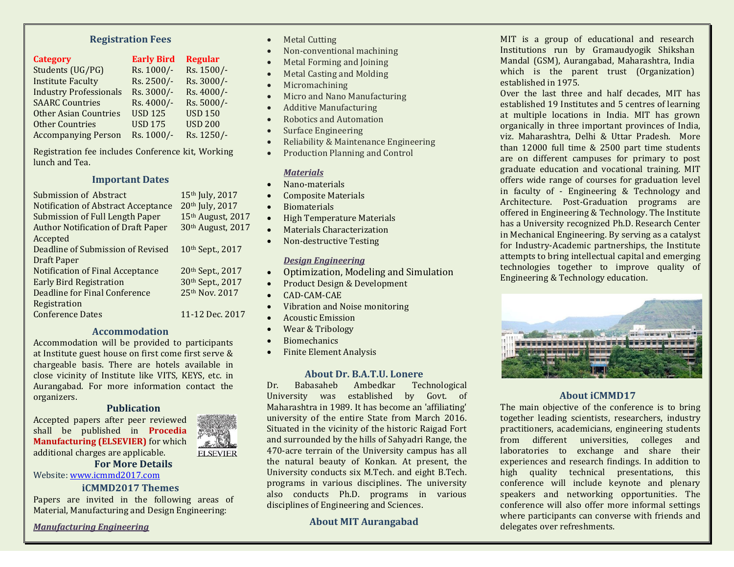## Registration Fees

| Category | Early Bird | Regular |
|---|---|---|
| Students (UG/PG) | Rs. 1000/- | Rs. 1500/- |
| Institute Faculty | Rs. 2500/- | Rs. 3000/- |
| Industry Professionals | Rs. 3000/- | Rs. 4000/- |
| SAARC Countries | Rs. 4000/- | Rs. 5000/- |
| Other Asian Countries | USD 125 | USD 150 |
| Other Countries | USD 175 | USD 200 |
| Accompanying Person | Rs. 1000/- | Rs. 1250/- |

Registration fee includes Conference kit, Working lunch and Tea.

## Important Dates

| | |
|---|---|
| Submission of Abstract | 15th July, 2017 |
| Notification of Abstract Acceptance | 20th July, 2017 |
| Submission of Full Length Paper | 15th August, 2017 |
| Author Notification of Draft Paper Accepted | 30th August, 2017 |
| Deadline of Submission of Revised Draft Paper | 10th Sept., 2017 |
| Notification of Final Acceptance | 20th Sept., 2017 |
| Early Bird Registration | 30th Sept., 2017 |
| Deadline for Final Conference Registration | 25th Nov. 2017 |
| Conference Dates | 11-12 Dec. 2017 |

## Accommodation

Accommodation will be provided to participants at Institute guest house on first come first serve & chargeable basis. There are hotels available in close vicinity of Institute like VITS, KEYS, etc. in Aurangabad. For more information contact the organizers.

## Publication

Accepted papers after peer reviewed shall be published in **Procedia Manufacturing (ELSEVIER)** for which additional charges are applicable.

ELSEVIER

## For More Details

Website: www.icmmd2017.com

## iCMMD2017 Themes

Papers are invited in the following areas of Material, Manufacturing and Design Engineering:

***Manufacturing Engineering***

- Metal Cutting
- Non-conventional machining
- Metal Forming and Joining
- Metal Casting and Molding
- Micromachining
- Micro and Nano Manufacturing
- Additive Manufacturing
- Robotics and Automation
- Surface Engineering
- Reliability & Maintenance Engineering
- Production Planning and Control

***Materials***

- Nano-materials
- Composite Materials
- Biomaterials
- High Temperature Materials
- Materials Characterization
- Non-destructive Testing

***Design Engineering***

- Optimization, Modeling and Simulation
- Product Design & Development
- CAD-CAM-CAE
- Vibration and Noise monitoring
- Acoustic Emission
- Wear & Tribology
- Biomechanics
- Finite Element Analysis

## About Dr. B.A.T.U. Lonere

Dr. Babasaheb Ambedkar Technological University was established by Govt. of Maharashtra in 1989. It has become an 'affiliating' university of the entire State from March 2016. Situated in the vicinity of the historic Raigad Fort and surrounded by the hills of Sahyadri Range, the 470-acre terrain of the University campus has all the natural beauty of Konkan. At present, the University conducts six M.Tech. and eight B.Tech. programs in various disciplines. The university also conducts Ph.D. programs in various disciplines of Engineering and Sciences.

## About MIT Aurangabad

MIT is a group of educational and research Institutions run by Gramaudyogik Shikshan Mandal (GSM), Aurangabad, Maharashtra, India which is the parent trust (Organization) established in 1975.

Over the last three and half decades, MIT has established 19 Institutes and 5 centres of learning at multiple locations in India. MIT has grown organically in three important provinces of India, viz. Maharashtra, Delhi & Uttar Pradesh. More than 12000 full time & 2500 part time students are on different campuses for primary to post graduate education and vocational training. MIT offers wide range of courses for graduation level in faculty of - Engineering & Technology and Architecture. Post-Graduation programs are offered in Engineering & Technology. The Institute has a University recognized Ph.D. Research Center in Mechanical Engineering. By serving as a catalyst for Industry-Academic partnerships, the Institute attempts to bring intellectual capital and emerging technologies together to improve quality of Engineering & Technology education.

## About iCMMD17

The main objective of the conference is to bring together leading scientists, researchers, industry practitioners, academicians, engineering students from different universities, colleges and laboratories to exchange and share their experiences and research findings. In addition to high quality technical presentations, this conference will include keynote and plenary speakers and networking opportunities. The conference will also offer more informal settings where participants can converse with friends and delegates over refreshments.